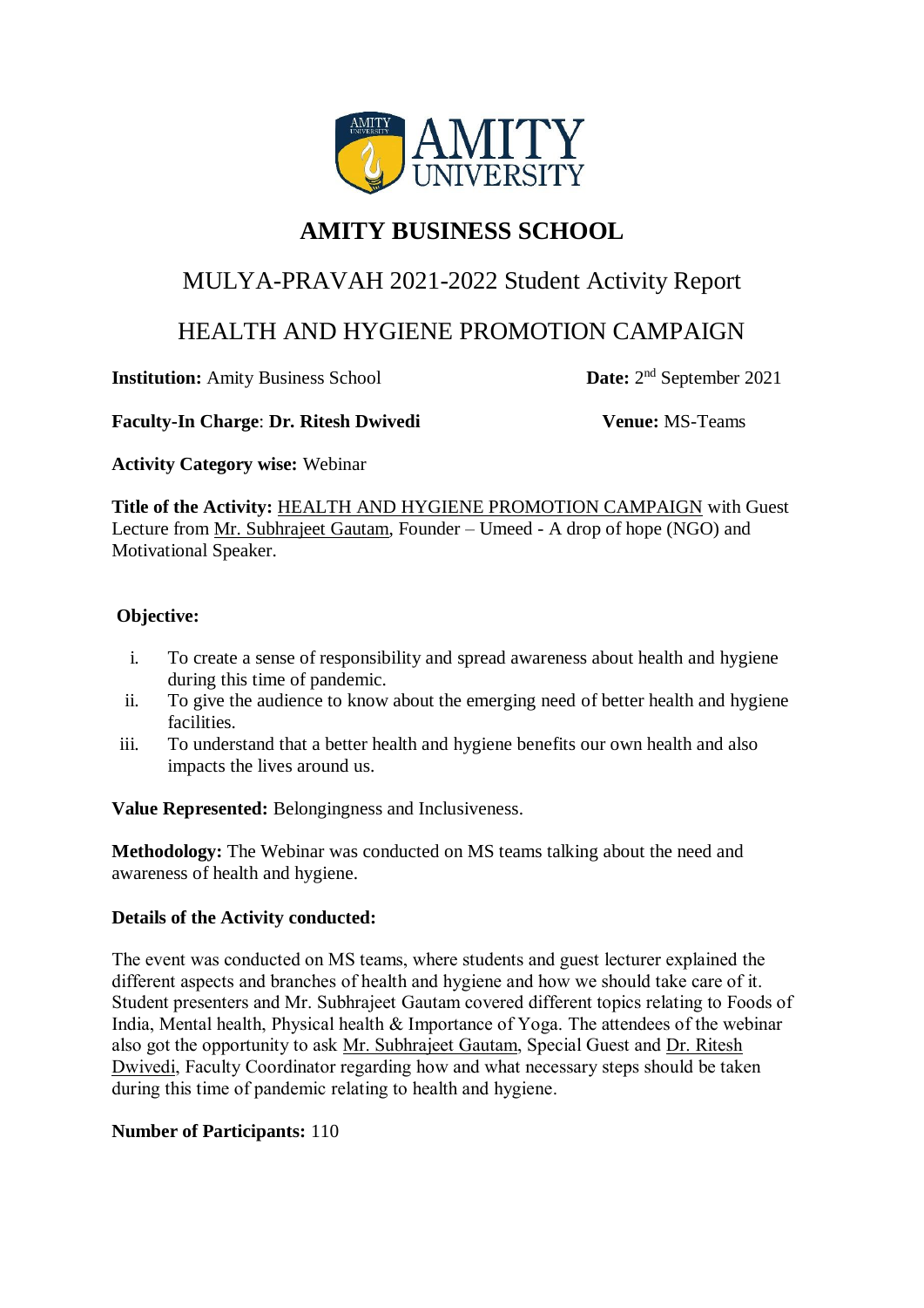# AMITY BUSINESS SCHOOL

## MULYA-PRAVAH 2021-2022 Student Activity Report

## HEALTH AND HYGIENE PROMOTION CAMPAIGN

**Institution:** Amity Business School **Date:** 2nd September 2021

**Faculty-In Charge**: **Dr. Ritesh Dwivedi** **Venue:** MS-Teams

**Activity Category wise:** Webinar

**Title of the Activity:** HEALTH AND HYGIENE PROMOTION CAMPAIGN with Guest Lecture from Mr. Subhrajeet Gautam, Founder – Umeed - A drop of hope (NGO) and Motivational Speaker.

**Objective:**

i. To create a sense of responsibility and spread awareness about health and hygiene during this time of pandemic.
ii. To give the audience to know about the emerging need of better health and hygiene facilities.
iii. To understand that a better health and hygiene benefits our own health and also impacts the lives around us.

**Value Represented:** Belongingness and Inclusiveness.

**Methodology:** The Webinar was conducted on MS teams talking about the need and awareness of health and hygiene.

**Details of the Activity conducted:**

The event was conducted on MS teams, where students and guest lecturer explained the different aspects and branches of health and hygiene and how we should take care of it. Student presenters and Mr. Subhrajeet Gautam covered different topics relating to Foods of India, Mental health, Physical health & Importance of Yoga. The attendees of the webinar also got the opportunity to ask Mr. Subhrajeet Gautam, Special Guest and Dr. Ritesh Dwivedi, Faculty Coordinator regarding how and what necessary steps should be taken during this time of pandemic relating to health and hygiene.

**Number of Participants:** 110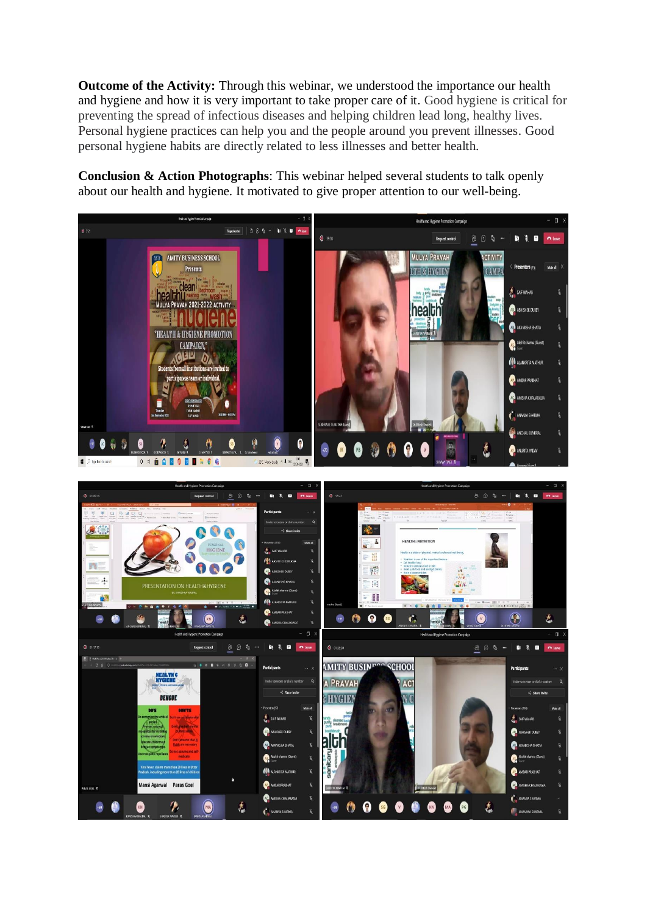**Outcome of the Activity:** Through this webinar, we understood the importance our health and hygiene and how it is very important to take proper care of it. Good hygiene is critical for preventing the spread of infectious diseases and helping children lead long, healthy lives. Personal hygiene practices can help you and the people around you prevent illnesses. Good personal hygiene habits are directly related to less illnesses and better health.

**Conclusion & Action Photographs**: This webinar helped several students to talk openly about our health and hygiene. It motivated to give proper attention to our well-being.